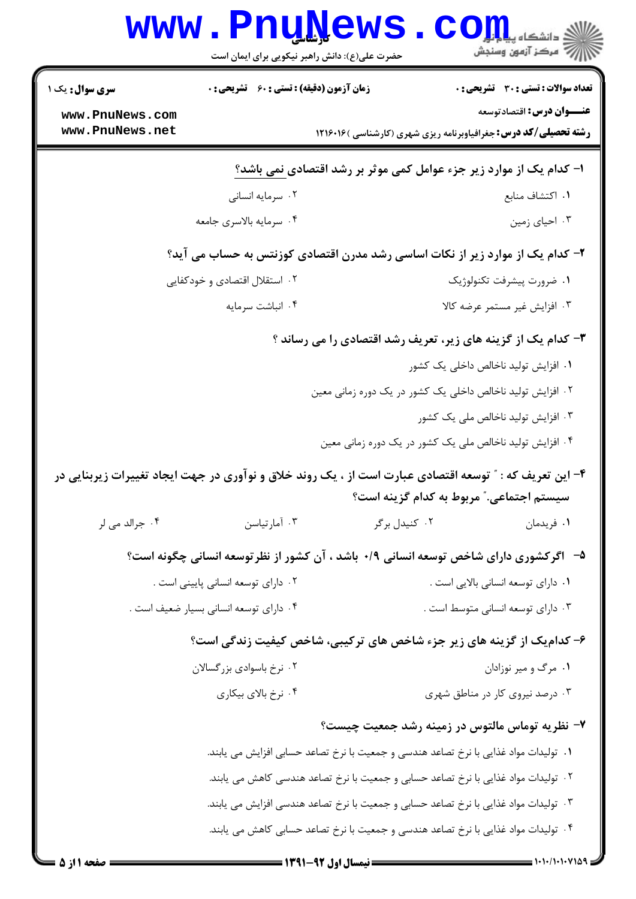**کارشناسی**

حضرت علی(ع): دانش راهبر نیکویی برای ایمان است

**سری سوال:** یک ۱

**زمان آزمون (دقیقه) : تستی : ۶۰ تشریحی : ۰**

**تعداد سوالات : تستی : ۳۰ تشریحی : ۰**

**عنـــوان درس:** اقتصادتوسعه

**رشته تحصیلی/کد درس:** جغرافیاوبرنامه ریزی شهری (کارشناسی )۱۲۱۶۰۱۶

**۱- کدام یک از موارد زیر جزء عوامل کمی موثر بر رشد اقتصادی نمی باشد؟**

۱. اکتشاف منابع
۲. سرمایه انسانی
۳. احیای زمین
۴. سرمایه بالاسری جامعه

**۲- کدام یک از موارد زیر از نکات اساسی رشد مدرن اقتصادی کوزنتس به حساب می آید؟**

۱. ضرورت پیشرفت تکنولوژیک
۲. استقلال اقتصادی و خودکفایی
۳. افزایش غیر مستمر عرضه کالا
۴. انباشت سرمایه

**۳- کدام یک از گزینه های زیر، تعریف رشد اقتصادی را می رساند ؟**

۱. افزایش تولید ناخالص داخلی یک کشور
۲. افزایش تولید ناخالص داخلی یک کشور در یک دوره زمانی معین
۳. افزایش تولید ناخالص ملی یک کشور
۴. افزایش تولید ناخالص ملی یک کشور در یک دوره زمانی معین

**۴- این تعریف که : " توسعه اقتصادی عبارت است از ، یک روند خلاق و نوآوری در جهت ایجاد تغییرات زیربنایی در سیستم اجتماعی." مربوط به کدام گزینه است؟**

۱. فریدمان
۲. کنیدل برگر
۳. آمارتیاسن
۴. جرالد می لر

**۵- اگرکشوری دارای شاخص توسعه انسانی ۰/۹ باشد ، آن کشور از نظرتوسعه انسانی چگونه است؟**

۱. دارای توسعه انسانی بالایی است .
۲. دارای توسعه انسانی پایینی است .
۳. دارای توسعه انسانی متوسط است .
۴. دارای توسعه انسانی بسیار ضعیف است .

**۶- کدام‌یک از گزینه های زیر جزء شاخص های ترکیبی، شاخص کیفیت زندگی است؟**

۱. مرگ و میر نوزادان
۲. نرخ باسوادی بزرگسالان
۳. درصد نیروی کار در مناطق شهری
۴. نرخ بالای بیکاری

**۷- نظریه توماس مالتوس در زمینه رشد جمعیت چیست؟**

۱. تولیدات مواد غذایی با نرخ تصاعد هندسی و جمعیت با نرخ تصاعد حسابی افزایش می یابند.
۲. تولیدات مواد غذایی با نرخ تصاعد حسابی و جمعیت با نرخ تصاعد هندسی کاهش می یابند.
۳. تولیدات مواد غذایی با نرخ تصاعد حسابی و جمعیت با نرخ تصاعد هندسی افزایش می یابند.
۴. تولیدات مواد غذایی با نرخ تصاعد هندسی و جمعیت با نرخ تصاعد حسابی کاهش می یابند.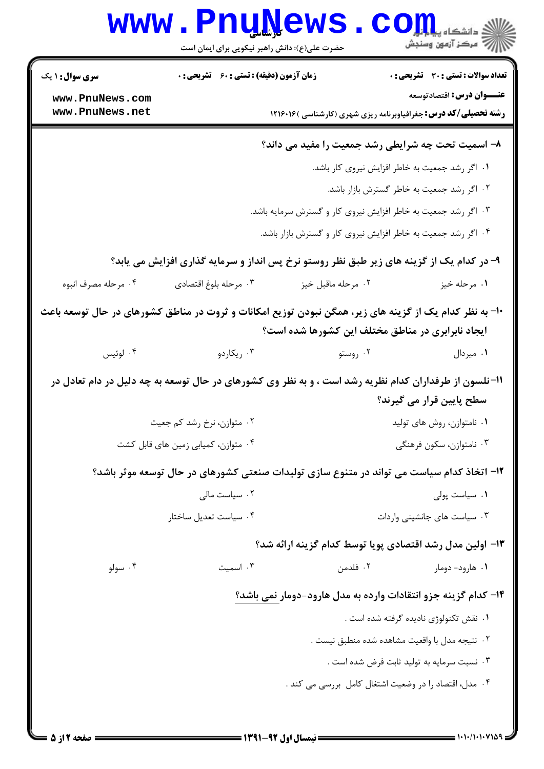سری سوال: ۱ یک | زمان آزمون (دقیقه) : تستی : ۶۰ تشریحی : ۰ | تعداد سوالات : تستی : ۳۰ تشریحی : ۰

عنـــوان درس: اقتصادتوسعه

رشته تحصیلی/کد درس: جغرافیاوبرنامه ریزی شهری (کارشناسی )۱۲۱۶۰۱۶

۸- اسمیت تحت چه شرایطی رشد جمعیت را مفید می داند؟

۱. اگر رشد جمعیت به خاطر افزایش نیروی کار باشد.

۲. اگر رشد جمعیت به خاطر گسترش بازار باشد.

۳. اگر رشد جمعیت به خاطر افزایش نیروی کار و گسترش سرمایه باشد.

۴. اگر رشد جمعیت به خاطر افزایش نیروی کار و گسترش بازار باشد.

۹- در کدام یک از گزینه های زیر طبق نظر روستو نرخ پس انداز و سرمایه گذاری افزایش می یابد؟

۱. مرحله خیز ۲. مرحله ماقبل خیز ۳. مرحله بلوغ اقتصادی ۴. مرحله مصرف انبوه

۱۰- به نظر کدام یک از گزینه های زیر، همگن نبودن توزیع امکانات و ثروت در مناطق کشورهای در حال توسعه باعث ایجاد نابرابری در مناطق مختلف این کشورها شده است؟

۱. میردال ۲. روستو ۳. ریکاردو ۴. لوئیس

۱۱- نلسون از طرفداران کدام نظریه رشد است ، و به نظر وی کشورهای در حال توسعه به چه دلیل در دام تعادل در سطح پایین قرار می گیرند؟

۱. نامتوازن، روش های تولید

۲. متوازن، نرخ رشد کم جعیت

۳. نامتوازن، سکون فرهنگی

۴. متوازن، کمیابی زمین های قابل کشت

۱۲- اتخاذ کدام سیاست می تواند در متنوع سازی تولیدات صنعتی کشورهای در حال توسعه موثر باشد؟

۱. سیاست پولی

۲. سیاست مالی

۳. سیاست های جانشینی واردات

۴. سیاست تعدیل ساختار

۱۳- اولین مدل رشد اقتصادی پویا توسط کدام گزینه ارائه شد؟

۱. هارود- دومار ۲. فلدمن ۳. اسمیت ۴. سولو

۱۴- کدام گزینه جزو انتقادات وارده به مدل هارود-دومار نمی باشد؟

۱. نقش تکنولوژی نادیده گرفته شده است .

۲. نتیجه مدل با واقعیت مشاهده شده منطبق نیست .

۳. نسبت سرمایه به تولید ثابت فرض شده است .

۴. مدل، اقتصاد را در وضعیت اشتغال کامل بررسی می کند .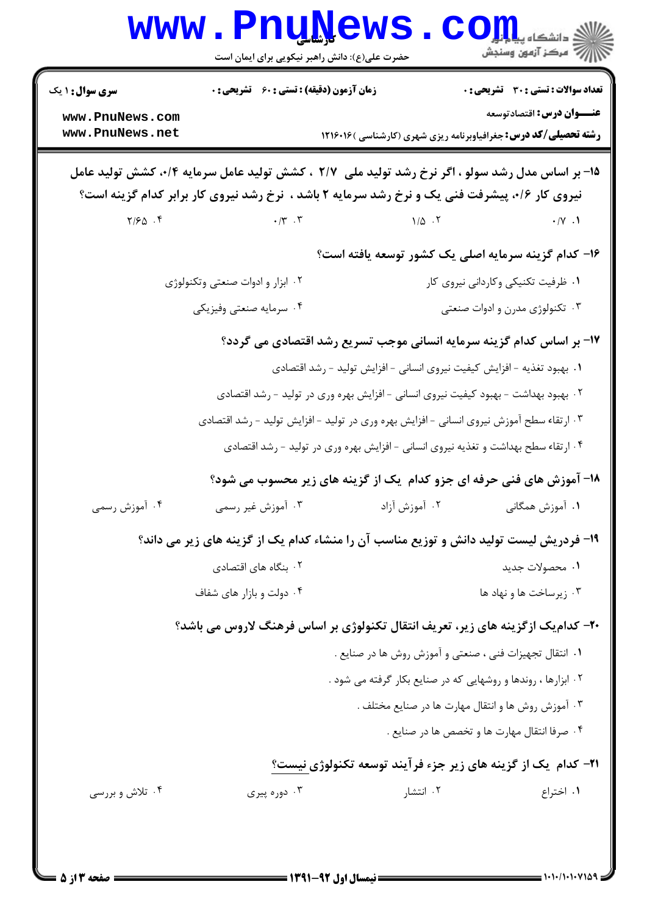۱۵- بر اساس مدل رشد سولو ، اگر نرخ رشد تولید ملی ۲/۷ ، کشش تولید عامل سرمایه ۰/۴، کشش تولید عامل نیروی کار ۰/۶، پیشرفت فنی یک و نرخ رشد سرمایه ۲ باشد ، نرخ رشد نیروی کار برابر کدام گزینه است؟

۱. ۰/۷
۲. ۱/۵
۳. ۰/۳
۴. ۲/۶۵

۱۶- کدام گزینه سرمایه اصلی یک کشور توسعه یافته است؟

۱. ظرفیت تکنیکی وکاردانی نیروی کار
۲. ابزار و ادوات صنعتی وتکنولوژی
۳. تکنولوژی مدرن و ادوات صنعتی
۴. سرمایه صنعتی وفیزیکی

۱۷- بر اساس کدام گزینه سرمایه انسانی موجب تسریع رشد اقتصادی می گردد؟

۱. بهبود تغذیه - افزایش کیفیت نیروی انسانی - افزایش تولید - رشد اقتصادی
۲. بهبود بهداشت - بهبود کیفیت نیروی انسانی - افزایش بهره وری در تولید - رشد اقتصادی
۳. ارتقاء سطح آموزش نیروی انسانی - افزایش بهره وری در تولید - افزایش تولید - رشد اقتصادی
۴. ارتقاء سطح بهداشت و تغذیه نیروی انسانی - افزایش بهره وری در تولید - رشد اقتصادی

۱۸- آموزش های فنی حرفه ای جزو کدام یک از گزینه های زیر محسوب می شود؟

۱. آموزش همگانی
۲. آموزش آزاد
۳. آموزش غیر رسمی
۴. آموزش رسمی

۱۹- فردریش لیست تولید دانش و توزیع مناسب آن را منشاء کدام یک از گزینه های زیر می داند؟

۱. محصولات جدید
۲. بنگاه های اقتصادی
۳. زیرساخت ها و نهاد ها
۴. دولت و بازار های شفاف

۲۰- کدام‌یک ازگزینه های زیر، تعریف انتقال تکنولوژی بر اساس فرهنگ لاروس می باشد؟

۱. انتقال تجهیزات فنی ، صنعتی و آموزش روش ها در صنایع .
۲. ابزارها ، روندها و روشهایی که در صنایع بکار گرفته می شود .
۳. آموزش روش ها و انتقال مهارت ها در صنایع مختلف .
۴. صرفا انتقال مهارت ها و تخصص ها در صنایع .

۲۱- کدام یک از گزینه های زیر جزء فرآیند توسعه تکنولوژی نیست؟

۱. اختراع
۲. انتشار
۳. دوره پیری
۴. تلاش و بررسی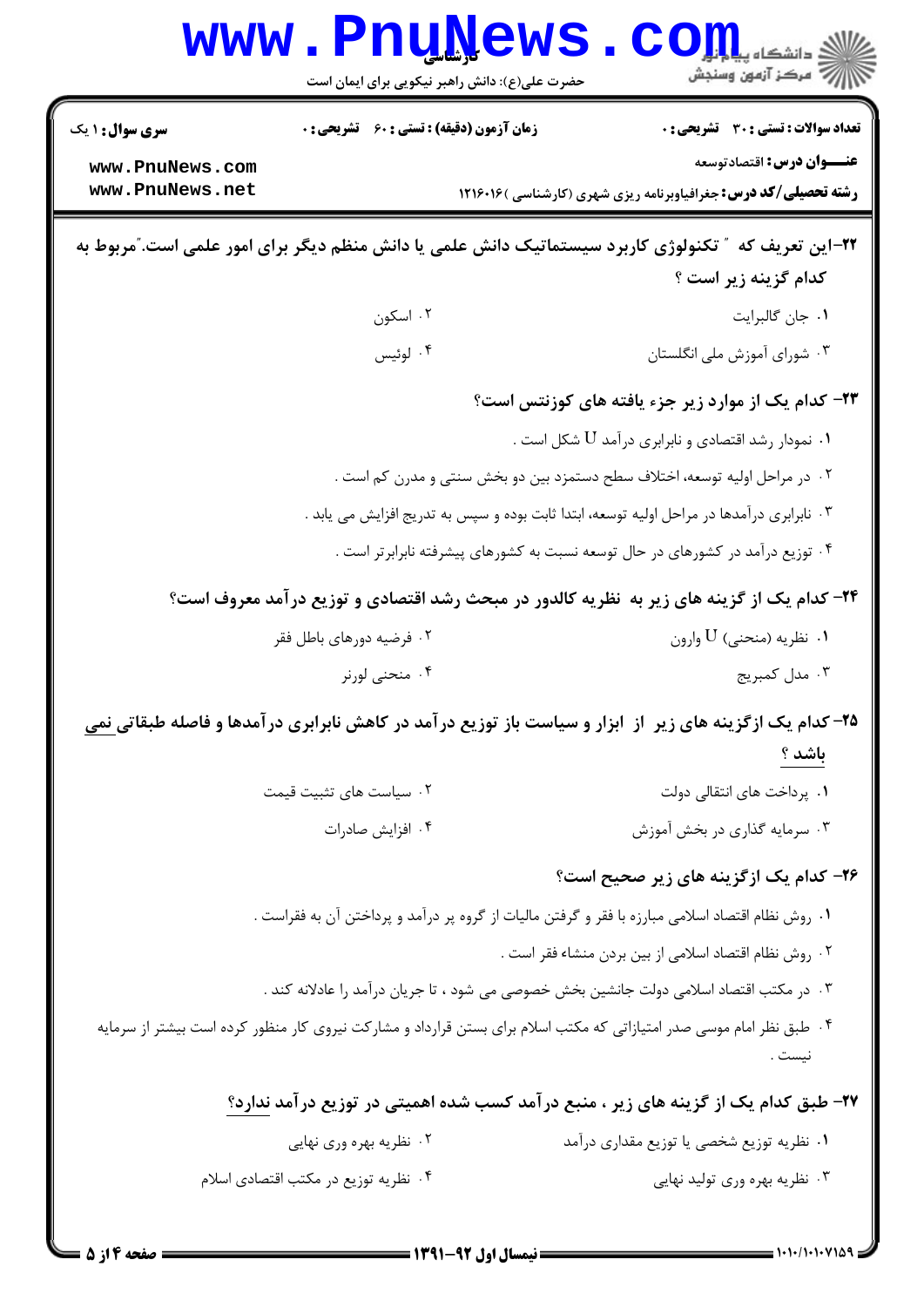**۲۲-این تعریف که " تکنولوژی کاربرد سیستماتیک دانش علمی یا دانش منظم دیگر برای امور علمی است."مربوط به کدام گزینه زیر است ؟**

۱. جان گالبرایت

۲. اسکون

۳. شورای آموزش ملی انگلستان

۴. لوئیس

**۲۳- کدام یک از موارد زیر جزء یافته های کوزنتس است؟**

۱. نمودار رشد اقتصادی و نابرابری درآمد U شکل است .

۲. در مراحل اولیه توسعه، اختلاف سطح دستمزد بین دو بخش سنتی و مدرن کم است .

۳. نابرابری درآمدها در مراحل اولیه توسعه، ابتدا ثابت بوده و سپس به تدریج افزایش می یابد .

۴. توزیع درآمد در کشورهای در حال توسعه نسبت به کشورهای پیشرفته نابرابرتر است .

**۲۴- کدام یک از گزینه های زیر به نظریه کالدور در مبحث رشد اقتصادی و توزیع درآمد معروف است؟**

۱. نظریه (منحنی) U وارون

۲. فرضیه دورهای باطل فقر

۳. مدل کمبریج

۴. منحنی لورنر

**۲۵- کدام یک ازگزینه های زیر از ابزار و سیاست باز توزیع درآمد در کاهش نابرابری درآمدها و فاصله طبقاتی نمی باشد ؟**

۱. پرداخت های انتقالی دولت

۲. سیاست های تثبیت قیمت

۳. سرمایه گذاری در بخش آموزش

۴. افزایش صادرات

**۲۶- کدام یک ازگزینه های زیر صحیح است؟**

۱. روش نظام اقتصاد اسلامی مبارزه با فقر و گرفتن مالیات از گروه پر درآمد و پرداختن آن به فقراست .

۲. روش نظام اقتصاد اسلامی از بین بردن منشاء فقر است .

۳. در مکتب اقتصاد اسلامی دولت جانشین بخش خصوصی می شود ، تا جریان درآمد را عادلانه کند .

۴. طبق نظر امام موسی صدر امتیازاتی که مکتب اسلام برای بستن قرارداد و مشارکت نیروی کار منظور کرده است بیشتر از سرمایه نیست .

**۲۷- طبق کدام یک از گزینه های زیر ، منبع درآمد کسب شده اهمیتی در توزیع درآمد ندارد؟**

۱. نظریه توزیع شخصی یا توزیع مقداری درآمد

۲. نظریه بهره وری نهایی

۳. نظریه بهره وری تولید نهایی

۴. نظریه توزیع در مکتب اقتصادی اسلام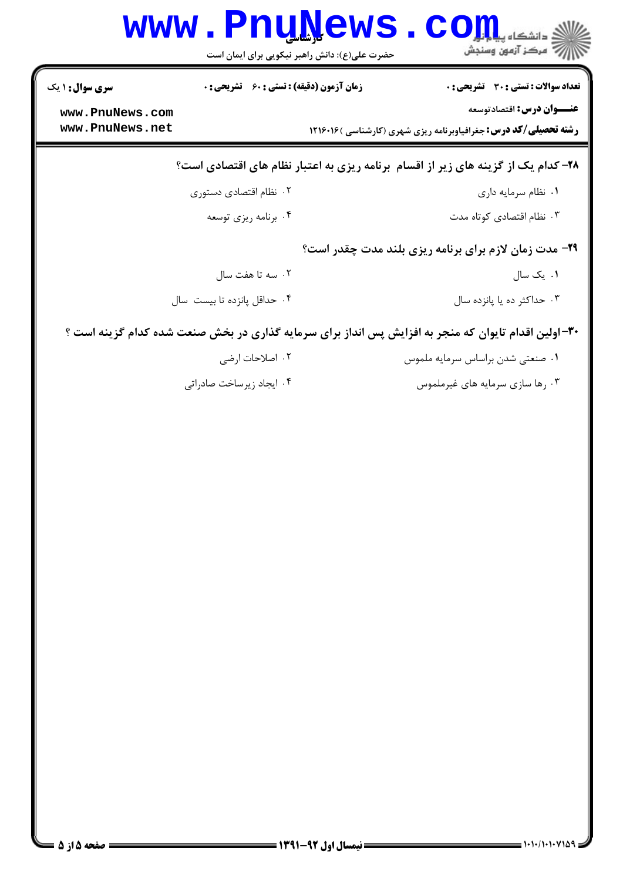۲۸- کدام یک از گزینه های زیر از اقسام برنامه ریزی به اعتبار نظام های اقتصادی است؟

۱. نظام سرمایه داری

۲. نظام اقتصادی دستوری

۳. نظام اقتصادی کوتاه مدت

۴. برنامه ریزی توسعه

۲۹- مدت زمان لازم برای برنامه ریزی بلند مدت چقدر است؟

۱. یک سال

۲. سه تا هفت سال

۳. حداکثر ده یا پانزده سال

۴. حداقل پانزده تا بیست سال

۳۰- اولین اقدام تایوان که منجر به افزایش پس انداز برای سرمایه گذاری در بخش صنعت شده کدام گزینه است ؟

۱. صنعتی شدن براساس سرمایه ملموس

۲. اصلاحات ارضی

۳. رها سازی سرمایه های غیرملموس

۴. ایجاد زیرساخت صادراتی